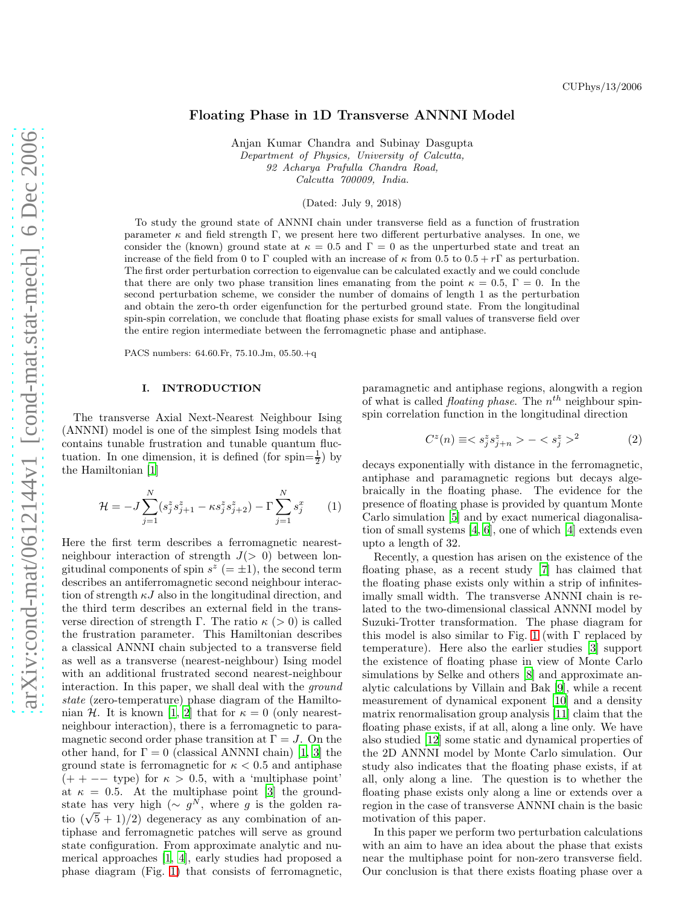CUPhys/13/2006

# Floating Phase in 1D Transverse ANNNI Model

Anjan Kumar Chandra and Subinay Dasgupta
*Department of Physics, University of Calcutta,*
*92 Acharya Prafulla Chandra Road,*
*Calcutta 700009, India.*

(Dated: July 9, 2018)

To study the ground state of ANNNI chain under transverse field as a function of frustration parameter $\kappa$ and field strength $\Gamma$, we present here two different perturbative analyses. In one, we consider the (known) ground state at $\kappa = 0.5$ and $\Gamma = 0$ as the unperturbed state and treat an increase of the field from 0 to $\Gamma$ coupled with an increase of $\kappa$ from 0.5 to $0.5 + r\Gamma$ as perturbation. The first order perturbation correction to eigenvalue can be calculated exactly and we could conclude that there are only two phase transition lines emanating from the point $\kappa = 0.5$, $\Gamma = 0$. In the second perturbation scheme, we consider the number of domains of length 1 as the perturbation and obtain the zero-th order eigenfunction for the perturbed ground state. From the longitudinal spin-spin correlation, we conclude that floating phase exists for small values of transverse field over the entire region intermediate between the ferromagnetic phase and antiphase.

PACS numbers: 64.60.Fr, 75.10.Jm, 05.50.+q

## I. INTRODUCTION

The transverse Axial Next-Nearest Neighbour Ising (ANNNI) model is one of the simplest Ising models that contains tunable frustration and tunable quantum fluctuation. In one dimension, it is defined (for spin=$\frac{1}{2}$) by the Hamiltonian [1]

$$\mathcal{H} = -J \sum_{j=1}^{N} (s_j^z s_{j+1}^z - \kappa s_j^z s_{j+2}^z) - \Gamma \sum_{j=1}^{N} s_j^x \qquad (1)$$

Here the first term describes a ferromagnetic nearest-neighbour interaction of strength $J(>0)$ between longitudinal components of spin $s^z$ $(= \pm 1)$, the second term describes an antiferromagnetic second neighbour interaction of strength $\kappa J$ also in the longitudinal direction, and the third term describes an external field in the transverse direction of strength $\Gamma$. The ratio $\kappa$ $(> 0)$ is called the frustration parameter. This Hamiltonian describes a classical ANNNI chain subjected to a transverse field as well as a transverse (nearest-neighbour) Ising model with an additional frustrated second nearest-neighbour interaction. In this paper, we shall deal with the *ground state* (zero-temperature) phase diagram of the Hamiltonian $\mathcal{H}$. It is known [1, 2] that for $\kappa = 0$ (only nearest-neighbour interaction), there is a ferromagnetic to paramagnetic second order phase transition at $\Gamma = J$. On the other hand, for $\Gamma = 0$ (classical ANNNI chain) [1, 3] the ground state is ferromagnetic for $\kappa < 0.5$ and antiphase ($+ + - -$ type) for $\kappa > 0.5$, with a 'multiphase point' at $\kappa = 0.5$. At the multiphase point [3] the ground-state has very high ($\sim g^N$, where $g$ is the golden ratio $(\sqrt{5}+1)/2$) degeneracy as any combination of antiphase and ferromagnetic patches will serve as ground state configuration. From approximate analytic and numerical approaches [1, 4], early studies had proposed a phase diagram (Fig. 1) that consists of ferromagnetic, paramagnetic and antiphase regions, alongwith a region of what is called *floating phase*. The $n^{th}$ neighbour spin-spin correlation function in the longitudinal direction

$$C^z(n) \equiv < s_j^z s_{j+n}^z > - < s_j^z >^2 \qquad (2)$$

decays exponentially with distance in the ferromagnetic, antiphase and paramagnetic regions but decays algebraically in the floating phase. The evidence for the presence of floating phase is provided by quantum Monte Carlo simulation [5] and by exact numerical diagonalisation of small systems [4, 6], one of which [4] extends even upto a length of 32.

Recently, a question has arisen on the existence of the floating phase, as a recent study [7] has claimed that the floating phase exists only within a strip of infinitesimally small width. The transverse ANNNI chain is related to the two-dimensional classical ANNNI model by Suzuki-Trotter transformation. The phase diagram for this model is also similar to Fig. 1 (with $\Gamma$ replaced by temperature). Here also the earlier studies [3] support the existence of floating phase in view of Monte Carlo simulations by Selke and others [8] and approximate analytic calculations by Villain and Bak [9], while a recent measurement of dynamical exponent [10] and a density matrix renormalisation group analysis [11] claim that the floating phase exists, if at all, along a line only. We have also studied [12] some static and dynamical properties of the 2D ANNNI model by Monte Carlo simulation. Our study also indicates that the floating phase exists, if at all, only along a line. The question is to whether the floating phase exists only along a line or extends over a region in the case of transverse ANNNI chain is the basic motivation of this paper.

In this paper we perform two perturbation calculations with an aim to have an idea about the phase that exists near the multiphase point for non-zero transverse field. Our conclusion is that there exists floating phase over a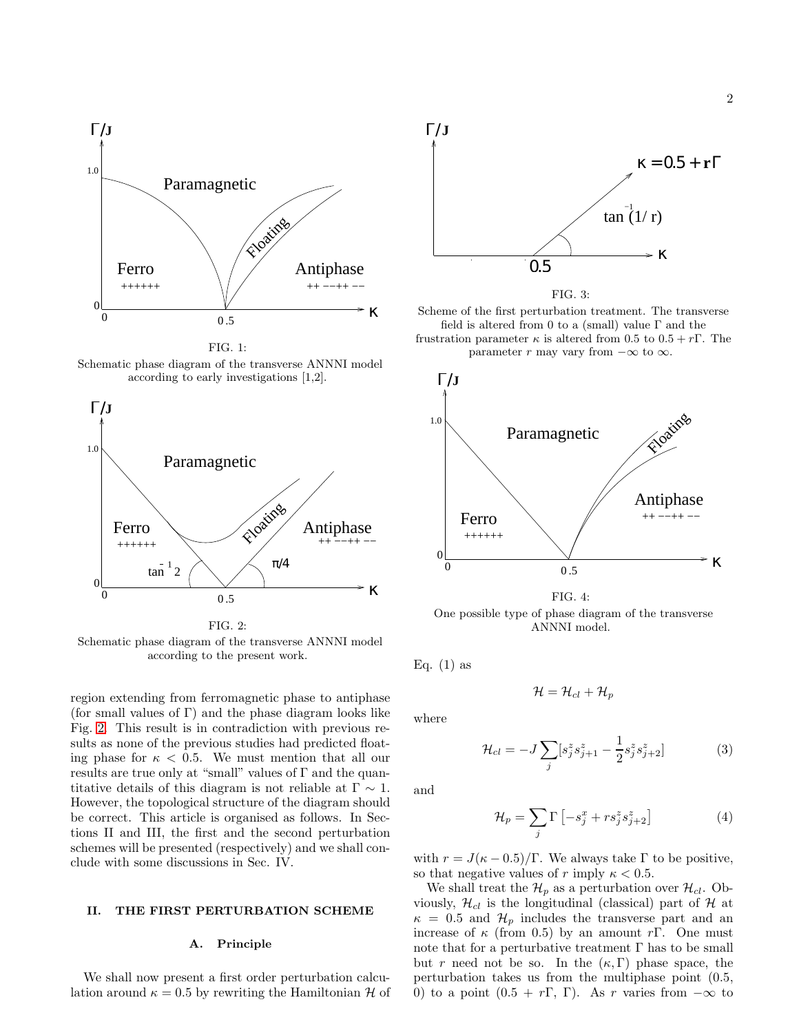FIG. 1:
Schematic phase diagram of the transverse ANNNI model according to early investigations [1,2].

FIG. 2:
Schematic phase diagram of the transverse ANNNI model according to the present work.

region extending from ferromagnetic phase to antiphase (for small values of $\Gamma$) and the phase diagram looks like Fig. 2. This result is in contradiction with previous results as none of the previous studies had predicted floating phase for $\kappa < 0.5$. We must mention that all our results are true only at "small" values of $\Gamma$ and the quantitative details of this diagram is not reliable at $\Gamma \sim 1$. However, the topological structure of the diagram should be correct. This article is organised as follows. In Sections II and III, the first and the second perturbation schemes will be presented (respectively) and we shall conclude with some discussions in Sec. IV.

## II. THE FIRST PERTURBATION SCHEME

### A. Principle

We shall now present a first order perturbation calculation around $\kappa = 0.5$ by rewriting the Hamiltonian $\mathcal{H}$ of Eq. (1) as

FIG. 3:
Scheme of the first perturbation treatment. The transverse field is altered from 0 to a (small) value $\Gamma$ and the frustration parameter $\kappa$ is altered from 0.5 to $0.5 + r\Gamma$. The parameter $r$ may vary from $-\infty$ to $\infty$.

FIG. 4:
One possible type of phase diagram of the transverse ANNNI model.

$$\mathcal{H} = \mathcal{H}_{cl} + \mathcal{H}_p$$

where

$$\mathcal{H}_{cl} = -J \sum_j [s_j^z s_{j+1}^z - \frac{1}{2} s_j^z s_{j+2}^z] \tag{3}$$

and

$$\mathcal{H}_p = \sum_j \Gamma \left[ -s_j^x + r s_j^z s_{j+2}^z \right] \tag{4}$$

with $r = J(\kappa - 0.5)/\Gamma$. We always take $\Gamma$ to be positive, so that negative values of $r$ imply $\kappa < 0.5$.

We shall treat the $\mathcal{H}_p$ as a perturbation over $\mathcal{H}_{cl}$. Obviously, $\mathcal{H}_{cl}$ is the longitudinal (classical) part of $\mathcal{H}$ at $\kappa = 0.5$ and $\mathcal{H}_p$ includes the transverse part and an increase of $\kappa$ (from 0.5) by an amount $r\Gamma$. One must note that for a perturbative treatment $\Gamma$ has to be small but $r$ need not be so. In the $(\kappa, \Gamma)$ phase space, the perturbation takes us from the multiphase point (0.5, 0) to a point $(0.5 + r\Gamma, \Gamma)$. As $r$ varies from $-\infty$ to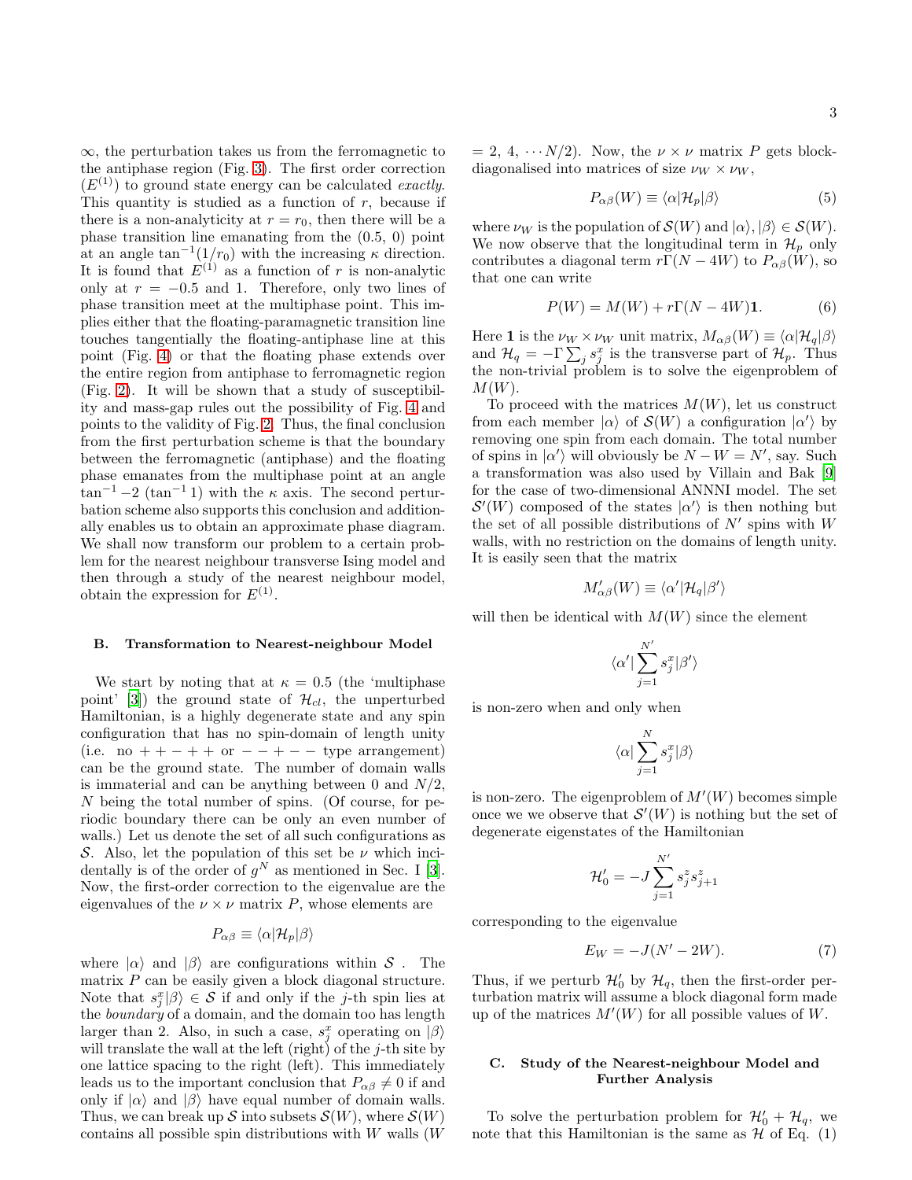$\infty$, the perturbation takes us from the ferromagnetic to the antiphase region (Fig. 3). The first order correction ($E^{(1)}$) to ground state energy can be calculated *exactly*. This quantity is studied as a function of $r$, because if there is a non-analyticity at $r = r_0$, then there will be a phase transition line emanating from the (0.5, 0) point at an angle $\tan^{-1}(1/r_0)$ with the increasing $\kappa$ direction. It is found that $E^{(1)}$ as a function of $r$ is non-analytic only at $r = -0.5$ and 1. Therefore, only two lines of phase transition meet at the multiphase point. This implies either that the floating-paramagnetic transition line touches tangentially the floating-antiphase line at this point (Fig. 4) or that the floating phase extends over the entire region from antiphase to ferromagnetic region (Fig. 2). It will be shown that a study of susceptibility and mass-gap rules out the possibility of Fig. 4 and points to the validity of Fig. 2. Thus, the final conclusion from the first perturbation scheme is that the boundary between the ferromagnetic (antiphase) and the floating phase emanates from the multiphase point at an angle $\tan^{-1} -2$ ($\tan^{-1} 1$) with the $\kappa$ axis. The second perturbation scheme also supports this conclusion and additionally enables us to obtain an approximate phase diagram. We shall now transform our problem to a certain problem for the nearest neighbour transverse Ising model and then through a study of the nearest neighbour model, obtain the expression for $E^{(1)}$.

### B. Transformation to Nearest-neighbour Model

We start by noting that at $\kappa = 0.5$ (the 'multiphase point' [3]) the ground state of $\mathcal{H}_{cl}$, the unperturbed Hamiltonian, is a highly degenerate state and any spin configuration that has no spin-domain of length unity (i.e. no $++-++$ or $--+--$ type arrangement) can be the ground state. The number of domain walls is immaterial and can be anything between 0 and $N/2$, $N$ being the total number of spins. (Of course, for periodic boundary there can be only an even number of walls.) Let us denote the set of all such configurations as $\mathcal{S}$. Also, let the population of this set be $\nu$ which incidentally is of the order of $g^N$ as mentioned in Sec. I [3]. Now, the first-order correction to the eigenvalue are the eigenvalues of the $\nu \times \nu$ matrix $P$, whose elements are

$$P_{\alpha\beta} \equiv \langle\alpha|\mathcal{H}_p|\beta\rangle$$

where $|\alpha\rangle$ and $|\beta\rangle$ are configurations within $\mathcal{S}$ . The matrix $P$ can be easily given a block diagonal structure. Note that $s_j^x|\beta\rangle \in \mathcal{S}$ if and only if the $j$-th spin lies at the *boundary* of a domain, and the domain too has length larger than 2. Also, in such a case, $s_j^x$ operating on $|\beta\rangle$ will translate the wall at the left (right) of the $j$-th site by one lattice spacing to the right (left). This immediately leads us to the important conclusion that $P_{\alpha\beta} \neq 0$ if and only if $|\alpha\rangle$ and $|\beta\rangle$ have equal number of domain walls. Thus, we can break up $\mathcal{S}$ into subsets $\mathcal{S}(W)$, where $\mathcal{S}(W)$ contains all possible spin distributions with $W$ walls ($W$ $= 2, 4, \cdots N/2$). Now, the $\nu \times \nu$ matrix $P$ gets block-diagonalised into matrices of size $\nu_W \times \nu_W$,

$$P_{\alpha\beta}(W) \equiv \langle\alpha|\mathcal{H}_p|\beta\rangle \tag{5}$$

where $\nu_W$ is the population of $\mathcal{S}(W)$ and $|\alpha\rangle, |\beta\rangle \in \mathcal{S}(W)$. We now observe that the longitudinal term in $\mathcal{H}_p$ only contributes a diagonal term $r\Gamma(N - 4W)$ to $P_{\alpha\beta}(W)$, so that one can write

$$P(W) = M(W) + r\Gamma(N - 4W)\mathbf{1}. \tag{6}$$

Here $\mathbf{1}$ is the $\nu_W \times \nu_W$ unit matrix, $M_{\alpha\beta}(W) \equiv \langle\alpha|\mathcal{H}_q|\beta\rangle$ and $\mathcal{H}_q = -\Gamma \sum_j s_j^x$ is the transverse part of $\mathcal{H}_p$. Thus the non-trivial problem is to solve the eigenproblem of $M(W)$.

To proceed with the matrices $M(W)$, let us construct from each member $|\alpha\rangle$ of $\mathcal{S}(W)$ a configuration $|\alpha'\rangle$ by removing one spin from each domain. The total number of spins in $|\alpha'\rangle$ will obviously be $N - W = N'$, say. Such a transformation was also used by Villain and Bak [9] for the case of two-dimensional ANNNI model. The set $\mathcal{S}'(W)$ composed of the states $|\alpha'\rangle$ is then nothing but the set of all possible distributions of $N'$ spins with $W$ walls, with no restriction on the domains of length unity. It is easily seen that the matrix

$$M'_{\alpha\beta}(W) \equiv \langle\alpha'|\mathcal{H}_q|\beta'\rangle$$

will then be identical with $M(W)$ since the element

$$\langle\alpha'|\sum_{j=1}^{N'} s_j^x|\beta'\rangle$$

is non-zero when and only when

$$\langle\alpha|\sum_{j=1}^{N} s_j^x|\beta\rangle$$

is non-zero. The eigenproblem of $M'(W)$ becomes simple once we we observe that $\mathcal{S}'(W)$ is nothing but the set of degenerate eigenstates of the Hamiltonian

$$\mathcal{H}'_0 = -J\sum_{j=1}^{N'} s_j^z s_{j+1}^z$$

corresponding to the eigenvalue

$$E_W = -J(N' - 2W). \tag{7}$$

Thus, if we perturb $\mathcal{H}'_0$ by $\mathcal{H}_q$, then the first-order perturbation matrix will assume a block diagonal form made up of the matrices $M'(W)$ for all possible values of $W$.

### C. Study of the Nearest-neighbour Model and Further Analysis

To solve the perturbation problem for $\mathcal{H}'_0 + \mathcal{H}_q$, we note that this Hamiltonian is the same as $\mathcal{H}$ of Eq. (1)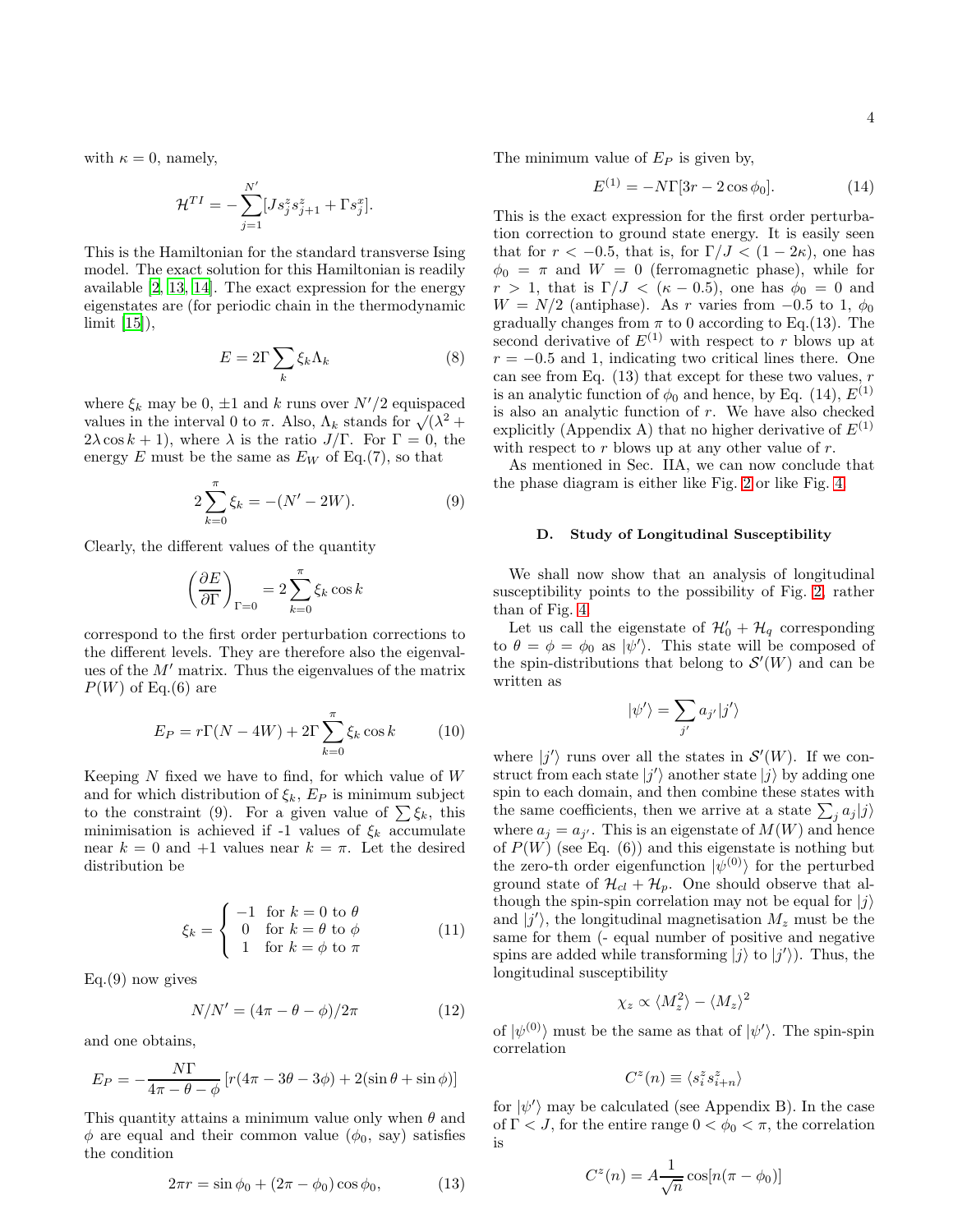with $\kappa = 0$, namely,

$$\mathcal{H}^{TI} = -\sum_{j=1}^{N'} [J s_j^z s_{j+1}^z + \Gamma s_j^x].$$

This is the Hamiltonian for the standard transverse Ising model. The exact solution for this Hamiltonian is readily available [2, 13, 14]. The exact expression for the energy eigenstates are (for periodic chain in the thermodynamic limit [15]),

$$E = 2\Gamma \sum_k \xi_k \Lambda_k \tag{8}$$

where $\xi_k$ may be 0, $\pm 1$ and $k$ runs over $N'/2$ equispaced values in the interval 0 to $\pi$. Also, $\Lambda_k$ stands for $\sqrt{(\lambda^2 + 2\lambda \cos k + 1)}$, where $\lambda$ is the ratio $J/\Gamma$. For $\Gamma = 0$, the energy $E$ must be the same as $E_W$ of Eq.(7), so that

$$2\sum_{k=0}^{\pi} \xi_k = -(N' - 2W). \tag{9}$$

Clearly, the different values of the quantity

$$\left(\frac{\partial E}{\partial \Gamma}\right)_{\Gamma=0} = 2\sum_{k=0}^{\pi} \xi_k \cos k$$

correspond to the first order perturbation corrections to the different levels. They are therefore also the eigenvalues of the $M'$ matrix. Thus the eigenvalues of the matrix $P(W)$ of Eq.(6) are

$$E_P = r\Gamma(N - 4W) + 2\Gamma \sum_{k=0}^{\pi} \xi_k \cos k \tag{10}$$

Keeping $N$ fixed we have to find, for which value of $W$ and for which distribution of $\xi_k$, $E_P$ is minimum subject to the constraint (9). For a given value of $\sum \xi_k$, this minimisation is achieved if -1 values of $\xi_k$ accumulate near $k = 0$ and +1 values near $k = \pi$. Let the desired distribution be

$$\xi_k = \begin{cases} -1 & \text{for } k = 0 \text{ to } \theta \\ 0 & \text{for } k = \theta \text{ to } \phi \\ 1 & \text{for } k = \phi \text{ to } \pi \end{cases} \tag{11}$$

Eq.(9) now gives

$$N/N' = (4\pi - \theta - \phi)/2\pi \tag{12}$$

and one obtains,

$$E_P = -\frac{N\Gamma}{4\pi - \theta - \phi}\left[r(4\pi - 3\theta - 3\phi) + 2(\sin\theta + \sin\phi)\right]$$

This quantity attains a minimum value only when $\theta$ and $\phi$ are equal and their common value ($\phi_0$, say) satisfies the condition

$$2\pi r = \sin\phi_0 + (2\pi - \phi_0)\cos\phi_0, \tag{13}$$

The minimum value of $E_P$ is given by,

$$E^{(1)} = -N\Gamma[3r - 2\cos\phi_0]. \tag{14}$$

This is the exact expression for the first order perturbation correction to ground state energy. It is easily seen that for $r < -0.5$, that is, for $\Gamma/J < (1 - 2\kappa)$, one has $\phi_0 = \pi$ and $W = 0$ (ferromagnetic phase), while for $r > 1$, that is $\Gamma/J < (\kappa - 0.5)$, one has $\phi_0 = 0$ and $W = N/2$ (antiphase). As $r$ varies from $-0.5$ to 1, $\phi_0$ gradually changes from $\pi$ to 0 according to Eq.(13). The second derivative of $E^{(1)}$ with respect to $r$ blows up at $r = -0.5$ and 1, indicating two critical lines there. One can see from Eq. (13) that except for these two values, $r$ is an analytic function of $\phi_0$ and hence, by Eq. (14), $E^{(1)}$ is also an analytic function of $r$. We have also checked explicitly (Appendix A) that no higher derivative of $E^{(1)}$ with respect to $r$ blows up at any other value of $r$.

As mentioned in Sec. IIA, we can now conclude that the phase diagram is either like Fig. 2 or like Fig. 4.

### D. Study of Longitudinal Susceptibility

We shall now show that an analysis of longitudinal susceptibility points to the possibility of Fig. 2, rather than of Fig. 4.

Let us call the eigenstate of $\mathcal{H}'_0 + \mathcal{H}_q$ corresponding to $\theta = \phi = \phi_0$ as $|\psi'\rangle$. This state will be composed of the spin-distributions that belong to $\mathcal{S}'(W)$ and can be written as

$$|\psi'\rangle = \sum_{j'} a_{j'} |j'\rangle$$

where $|j'\rangle$ runs over all the states in $\mathcal{S}'(W)$. If we construct from each state $|j'\rangle$ another state $|j\rangle$ by adding one spin to each domain, and then combine these states with the same coefficients, then we arrive at a state $\sum_j a_j |j\rangle$ where $a_j = a_{j'}$. This is an eigenstate of $M(W)$ and hence of $P(W)$ (see Eq. (6)) and this eigenstate is nothing but the zero-th order eigenfunction $|\psi^{(0)}\rangle$ for the perturbed ground state of $\mathcal{H}_{cl} + \mathcal{H}_p$. One should observe that although the spin-spin correlation may not be equal for $|j\rangle$ and $|j'\rangle$, the longitudinal magnetisation $M_z$ must be the same for them (- equal number of positive and negative spins are added while transforming $|j\rangle$ to $|j'\rangle$). Thus, the longitudinal susceptibility

$$\chi_z \propto \langle M_z^2 \rangle - \langle M_z \rangle^2$$

of $|\psi^{(0)}\rangle$ must be the same as that of $|\psi'\rangle$. The spin-spin correlation

$$C^z(n) \equiv \langle s_i^z s_{i+n}^z \rangle$$

for $|\psi'\rangle$ may be calculated (see Appendix B). In the case of $\Gamma < J$, for the entire range $0 < \phi_0 < \pi$, the correlation is

$$C^z(n) = A\frac{1}{\sqrt{n}}\cos[n(\pi - \phi_0)]$$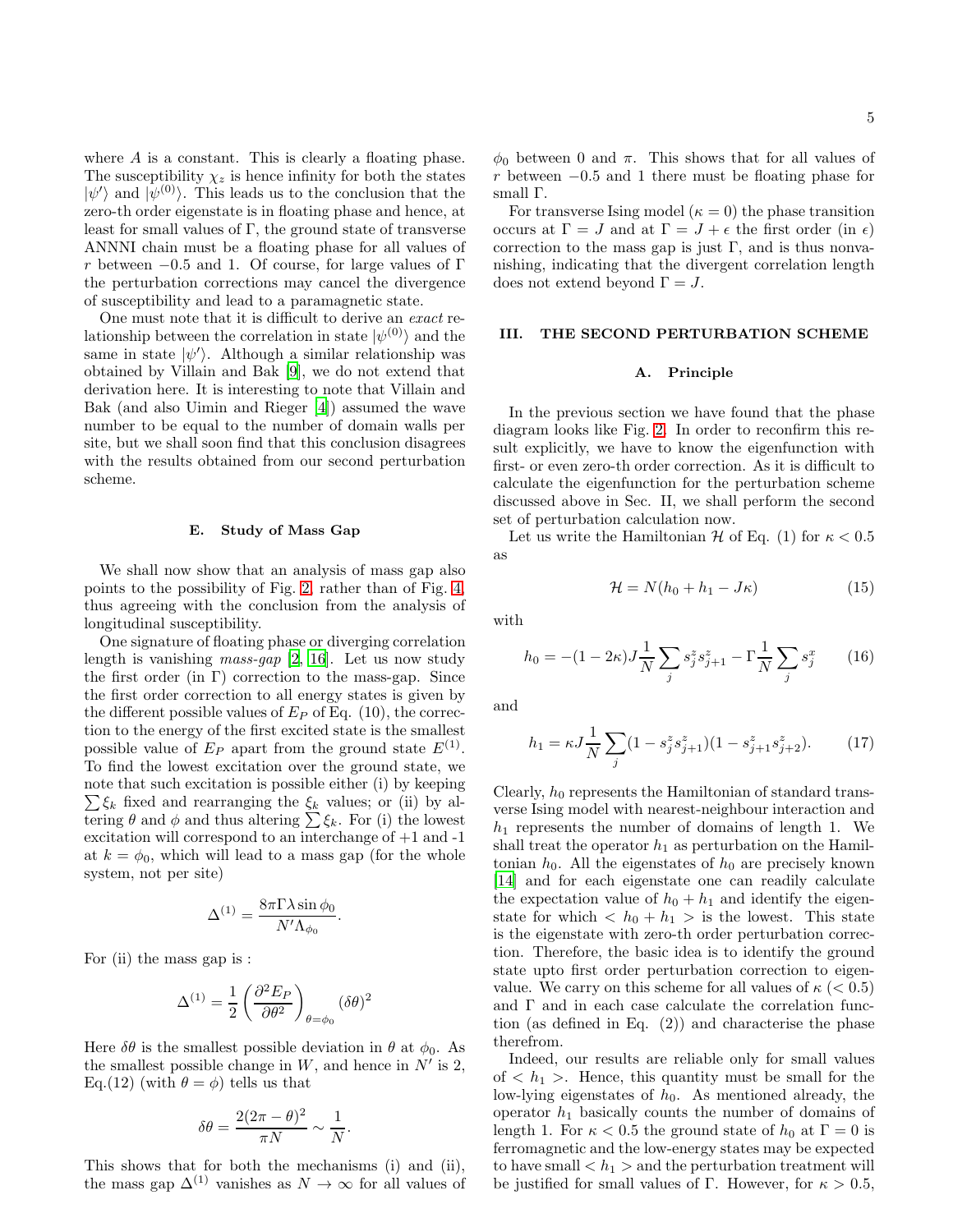where $A$ is a constant. This is clearly a floating phase. The susceptibility $\chi_z$ is hence infinity for both the states $|\psi'\rangle$ and $|\psi^{(0)}\rangle$. This leads us to the conclusion that the zero-th order eigenstate is in floating phase and hence, at least for small values of $\Gamma$, the ground state of transverse ANNNI chain must be a floating phase for all values of $r$ between $-0.5$ and 1. Of course, for large values of $\Gamma$ the perturbation corrections may cancel the divergence of susceptibility and lead to a paramagnetic state.

One must note that it is difficult to derive an *exact* relationship between the correlation in state $|\psi^{(0)}\rangle$ and the same in state $|\psi'\rangle$. Although a similar relationship was obtained by Villain and Bak [9], we do not extend that derivation here. It is interesting to note that Villain and Bak (and also Uimin and Rieger [4]) assumed the wave number to be equal to the number of domain walls per site, but we shall soon find that this conclusion disagrees with the results obtained from our second perturbation scheme.

### E. Study of Mass Gap

We shall now show that an analysis of mass gap also points to the possibility of Fig. 2, rather than of Fig. 4, thus agreeing with the conclusion from the analysis of longitudinal susceptibility.

One signature of floating phase or diverging correlation length is vanishing *mass-gap* [2, 16]. Let us now study the first order (in $\Gamma$) correction to the mass-gap. Since the first order correction to all energy states is given by the different possible values of $E_P$ of Eq. (10), the correction to the energy of the first excited state is the smallest possible value of $E_P$ apart from the ground state $E^{(1)}$. To find the lowest excitation over the ground state, we note that such excitation is possible either (i) by keeping $\sum \xi_k$ fixed and rearranging the $\xi_k$ values; or (ii) by altering $\theta$ and $\phi$ and thus altering $\sum \xi_k$. For (i) the lowest excitation will correspond to an interchange of +1 and -1 at $k = \phi_0$, which will lead to a mass gap (for the whole system, not per site)

$$\Delta^{(1)} = \frac{8\pi\Gamma\lambda \sin\phi_0}{N'\Lambda_{\phi_0}}.$$

For (ii) the mass gap is :

$$\Delta^{(1)} = \frac{1}{2}\left(\frac{\partial^2 E_P}{\partial \theta^2}\right)_{\theta=\phi_0} (\delta\theta)^2$$

Here $\delta\theta$ is the smallest possible deviation in $\theta$ at $\phi_0$. As the smallest possible change in $W$, and hence in $N'$ is 2, Eq.(12) (with $\theta = \phi$) tells us that

$$\delta\theta = \frac{2(2\pi - \theta)^2}{\pi N} \sim \frac{1}{N}.$$

This shows that for both the mechanisms (i) and (ii), the mass gap $\Delta^{(1)}$ vanishes as $N \to \infty$ for all values of $\phi_0$ between 0 and $\pi$. This shows that for all values of $r$ between $-0.5$ and 1 there must be floating phase for small $\Gamma$.

For transverse Ising model ($\kappa = 0$) the phase transition occurs at $\Gamma = J$ and at $\Gamma = J + \epsilon$ the first order (in $\epsilon$) correction to the mass gap is just $\Gamma$, and is thus nonvanishing, indicating that the divergent correlation length does not extend beyond $\Gamma = J$.

## III. THE SECOND PERTURBATION SCHEME

### A. Principle

In the previous section we have found that the phase diagram looks like Fig. 2. In order to reconfirm this result explicitly, we have to know the eigenfunction with first- or even zero-th order correction. As it is difficult to calculate the eigenfunction for the perturbation scheme discussed above in Sec. II, we shall perform the second set of perturbation calculation now.

Let us write the Hamiltonian $\mathcal{H}$ of Eq. (1) for $\kappa < 0.5$ as

$$\mathcal{H} = N(h_0 + h_1 - J\kappa) \tag{15}$$

with

$$h_0 = -(1-2\kappa)J\frac{1}{N}\sum_j s_j^z s_{j+1}^z - \Gamma\frac{1}{N}\sum_j s_j^x \tag{16}$$

and

$$h_1 = \kappa J \frac{1}{N}\sum_j (1 - s_j^z s_{j+1}^z)(1 - s_{j+1}^z s_{j+2}^z). \tag{17}$$

Clearly, $h_0$ represents the Hamiltonian of standard transverse Ising model with nearest-neighbour interaction and $h_1$ represents the number of domains of length 1. We shall treat the operator $h_1$ as perturbation on the Hamiltonian $h_0$. All the eigenstates of $h_0$ are precisely known [14] and for each eigenstate one can readily calculate the expectation value of $h_0 + h_1$ and identify the eigenstate for which $< h_0 + h_1 >$ is the lowest. This state is the eigenstate with zero-th order perturbation correction. Therefore, the basic idea is to identify the ground state upto first order perturbation correction to eigenvalue. We carry on this scheme for all values of $\kappa$ ($< 0.5$) and $\Gamma$ and in each case calculate the correlation function (as defined in Eq. (2)) and characterise the phase therefrom.

Indeed, our results are reliable only for small values of $< h_1 >$. Hence, this quantity must be small for the low-lying eigenstates of $h_0$. As mentioned already, the operator $h_1$ basically counts the number of domains of length 1. For $\kappa < 0.5$ the ground state of $h_0$ at $\Gamma = 0$ is ferromagnetic and the low-energy states may be expected to have small $< h_1 >$ and the perturbation treatment will be justified for small values of $\Gamma$. However, for $\kappa > 0.5$,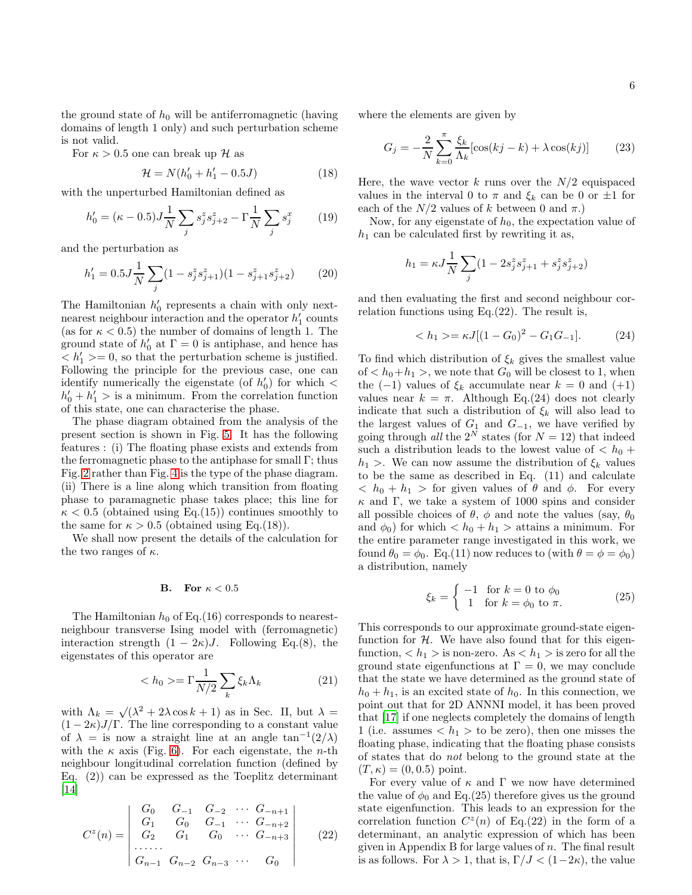the ground state of $h_0$ will be antiferromagnetic (having domains of length 1 only) and such perturbation scheme is not valid.

For $\kappa > 0.5$ one can break up $\mathcal{H}$ as

$$\mathcal{H} = N(h_0' + h_1' - 0.5J) \tag{18}$$

with the unperturbed Hamiltonian defined as

$$h_0' = (\kappa - 0.5)J\frac{1}{N}\sum_j s_j^z s_{j+2}^z - \Gamma\frac{1}{N}\sum_j s_j^x \tag{19}$$

and the perturbation as

$$h_1' = 0.5J\frac{1}{N}\sum_j (1 - s_j^z s_{j+1}^z)(1 - s_{j+1}^z s_{j+2}^z) \tag{20}$$

The Hamiltonian $h_0'$ represents a chain with only next-nearest neighbour interaction and the operator $h_1'$ counts (as for $\kappa < 0.5$) the number of domains of length 1. The ground state of $h_0'$ at $\Gamma = 0$ is antiphase, and hence has $< h_1' > = 0$, so that the perturbation scheme is justified. Following the principle for the previous case, one can identify numerically the eigenstate (of $h_0'$) for which $< h_0' + h_1' >$ is a minimum. From the correlation function of this state, one can characterise the phase.

The phase diagram obtained from the analysis of the present section is shown in Fig. 5. It has the following features : (i) The floating phase exists and extends from the ferromagnetic phase to the antiphase for small $\Gamma$; thus Fig. 2 rather than Fig. 4 is the type of the phase diagram. (ii) There is a line along which transition from floating phase to paramagnetic phase takes place; this line for $\kappa < 0.5$ (obtained using Eq.(15)) continues smoothly to the same for $\kappa > 0.5$ (obtained using Eq.(18)).

We shall now present the details of the calculation for the two ranges of $\kappa$.

### B. For $\kappa < 0.5$

The Hamiltonian $h_0$ of Eq.(16) corresponds to nearest-neighbour transverse Ising model with (ferromagnetic) interaction strength $(1 - 2\kappa)J$. Following Eq.(8), the eigenstates of this operator are

$$< h_0 > = \Gamma\frac{1}{N/2}\sum_k \xi_k \Lambda_k \tag{21}$$

with $\Lambda_k = \sqrt{(\lambda^2 + 2\lambda\cos k + 1)}$ as in Sec. II, but $\lambda = (1 - 2\kappa)J/\Gamma$. The line corresponding to a constant value of $\lambda =$ is now a straight line at an angle $\tan^{-1}(2/\lambda)$ with the $\kappa$ axis (Fig. 6). For each eigenstate, the $n$-th neighbour longitudinal correlation function (defined by Eq. (2)) can be expressed as the Toeplitz determinant [14]

$$C^z(n) = \begin{vmatrix} G_0 & G_{-1} & G_{-2} & \cdots & G_{-n+1} \\ G_1 & G_0 & G_{-1} & \cdots & G_{-n+2} \\ G_2 & G_1 & G_0 & \cdots & G_{-n+3} \\ \cdots\cdots & & & & \\ G_{n-1} & G_{n-2} & G_{n-3} & \cdots & G_0 \end{vmatrix} \tag{22}$$

where the elements are given by

$$G_j = -\frac{2}{N}\sum_{k=0}^{\pi}\frac{\xi_k}{\Lambda_k}[\cos(kj - k) + \lambda\cos(kj)] \tag{23}$$

Here, the wave vector $k$ runs over the $N/2$ equispaced values in the interval 0 to $\pi$ and $\xi_k$ can be 0 or $\pm 1$ for each of the $N/2$ values of $k$ between 0 and $\pi$.)

Now, for any eigenstate of $h_0$, the expectation value of $h_1$ can be calculated first by rewriting it as,

$$h_1 = \kappa J\frac{1}{N}\sum_j (1 - 2s_j^z s_{j+1}^z + s_j^z s_{j+2}^z)$$

and then evaluating the first and second neighbour correlation functions using Eq.(22). The result is,

$$< h_1 > = \kappa J[(1 - G_0)^2 - G_1 G_{-1}]. \tag{24}$$

To find which distribution of $\xi_k$ gives the smallest value of $< h_0 + h_1 >$, we note that $G_0$ will be closest to 1, when the $(-1)$ values of $\xi_k$ accumulate near $k = 0$ and $(+1)$ values near $k = \pi$. Although Eq.(24) does not clearly indicate that such a distribution of $\xi_k$ will also lead to the largest values of $G_1$ and $G_{-1}$, we have verified by going through *all* the $2^N$ states (for $N = 12$) that indeed such a distribution leads to the lowest value of $< h_0 + h_1 >$. We can now assume the distribution of $\xi_k$ values to be the same as described in Eq. (11) and calculate $< h_0 + h_1 >$ for given values of $\theta$ and $\phi$. For every $\kappa$ and $\Gamma$, we take a system of 1000 spins and consider all possible choices of $\theta$, $\phi$ and note the values (say, $\theta_0$ and $\phi_0$) for which $< h_0 + h_1 >$ attains a minimum. For the entire parameter range investigated in this work, we found $\theta_0 = \phi_0$. Eq.(11) now reduces to (with $\theta = \phi = \phi_0$) a distribution, namely

$$\xi_k = \begin{cases} -1 & \text{for } k = 0 \text{ to } \phi_0 \\ 1 & \text{for } k = \phi_0 \text{ to } \pi. \end{cases} \tag{25}$$

This corresponds to our approximate ground-state eigenfunction for $\mathcal{H}$. We have also found that for this eigenfunction, $< h_1 >$ is non-zero. As $< h_1 >$ is zero for all the ground state eigenfunctions at $\Gamma = 0$, we may conclude that the state we have determined as the ground state of $h_0 + h_1$, is an excited state of $h_0$. In this connection, we point out that for 2D ANNNI model, it has been proved that [17] if one neglects completely the domains of length 1 (i.e. assumes $< h_1 >$ to be zero), then one misses the floating phase, indicating that the floating phase consists of states that do *not* belong to the ground state at the $(T, \kappa) = (0, 0.5)$ point.

For every value of $\kappa$ and $\Gamma$ we now have determined the value of $\phi_0$ and Eq.(25) therefore gives us the ground state eigenfunction. This leads to an expression for the correlation function $C^z(n)$ of Eq.(22) in the form of a determinant, an analytic expression of which has been given in Appendix B for large values of $n$. The final result is as follows. For $\lambda > 1$, that is, $\Gamma/J < (1-2\kappa)$, the value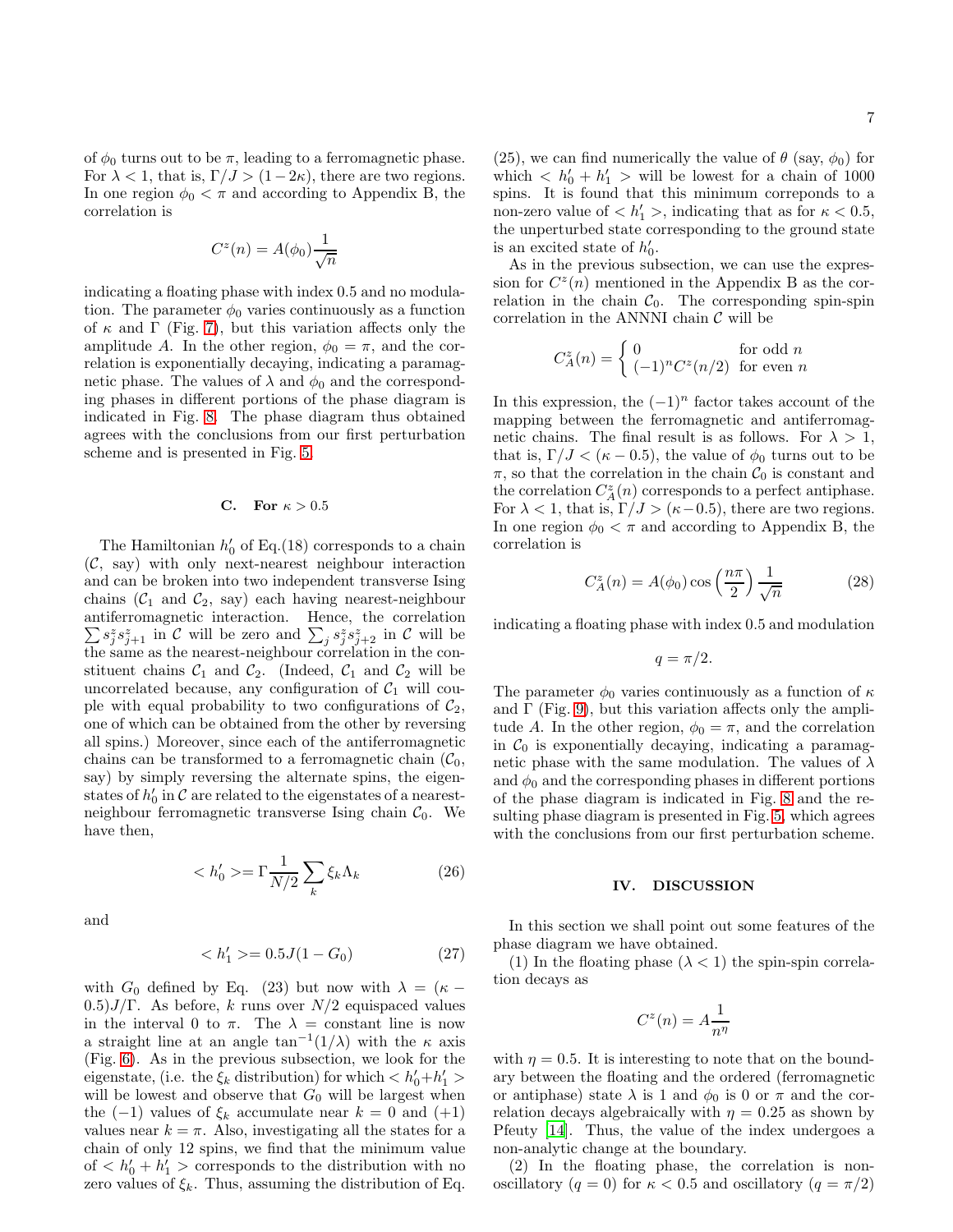of $\phi_0$ turns out to be $\pi$, leading to a ferromagnetic phase. For $\lambda < 1$, that is, $\Gamma/J > (1-2\kappa)$, there are two regions. In one region $\phi_0 < \pi$ and according to Appendix B, the correlation is

$$C^z(n) = A(\phi_0)\frac{1}{\sqrt{n}}$$

indicating a floating phase with index 0.5 and no modulation. The parameter $\phi_0$ varies continuously as a function of $\kappa$ and $\Gamma$ (Fig. 7), but this variation affects only the amplitude $A$. In the other region, $\phi_0 = \pi$, and the correlation is exponentially decaying, indicating a paramagnetic phase. The values of $\lambda$ and $\phi_0$ and the corresponding phases in different portions of the phase diagram is indicated in Fig. 8. The phase diagram thus obtained agrees with the conclusions from our first perturbation scheme and is presented in Fig. 5.

### C. For $\kappa > 0.5$

The Hamiltonian $h_0'$ of Eq.(18) corresponds to a chain ($\mathcal{C}$, say) with only next-nearest neighbour interaction and can be broken into two independent transverse Ising chains ($\mathcal{C}_1$ and $\mathcal{C}_2$, say) each having nearest-neighbour antiferromagnetic interaction. Hence, the correlation $\sum s_j^z s_{j+1}^z$ in $\mathcal{C}$ will be zero and $\sum_j s_j^z s_{j+2}^z$ in $\mathcal{C}$ will be the same as the nearest-neighbour correlation in the constituent chains $\mathcal{C}_1$ and $\mathcal{C}_2$. (Indeed, $\mathcal{C}_1$ and $\mathcal{C}_2$ will be uncorrelated because, any configuration of $\mathcal{C}_1$ will couple with equal probability to two configurations of $\mathcal{C}_2$, one of which can be obtained from the other by reversing all spins.) Moreover, since each of the antiferromagnetic chains can be transformed to a ferromagnetic chain ($\mathcal{C}_0$, say) by simply reversing the alternate spins, the eigenstates of $h_0'$ in $\mathcal{C}$ are related to the eigenstates of a nearest-neighbour ferromagnetic transverse Ising chain $\mathcal{C}_0$. We have then,

$$< h_0' >= \Gamma \frac{1}{N/2}\sum_k \xi_k \Lambda_k \tag{26}$$

and

$$< h_1' >= 0.5J(1-G_0) \tag{27}$$

with $G_0$ defined by Eq. (23) but now with $\lambda = (\kappa - 0.5)J/\Gamma$. As before, $k$ runs over $N/2$ equispaced values in the interval 0 to $\pi$. The $\lambda =$ constant line is now a straight line at an angle $\tan^{-1}(1/\lambda)$ with the $\kappa$ axis (Fig. 6). As in the previous subsection, we look for the eigenstate, (i.e. the $\xi_k$ distribution) for which $< h_0' + h_1' >$ will be lowest and observe that $G_0$ will be largest when the $(-1)$ values of $\xi_k$ accumulate near $k = 0$ and $(+1)$ values near $k = \pi$. Also, investigating all the states for a chain of only 12 spins, we find that the minimum value of $< h_0' + h_1' >$ corresponds to the distribution with no zero values of $\xi_k$. Thus, assuming the distribution of Eq. (25), we can find numerically the value of $\theta$ (say, $\phi_0$) for which $< h_0' + h_1' >$ will be lowest for a chain of 1000 spins. It is found that this minimum correponds to a non-zero value of $< h_1' >$, indicating that as for $\kappa < 0.5$, the unperturbed state corresponding to the ground state is an excited state of $h_0'$.

As in the previous subsection, we can use the expression for $C^z(n)$ mentioned in the Appendix B as the correlation in the chain $\mathcal{C}_0$. The corresponding spin-spin correlation in the ANNNI chain $\mathcal{C}$ will be

$$C_A^z(n) = \begin{cases} 0 & \text{for odd } n \\ (-1)^n C^z(n/2) & \text{for even } n \end{cases}$$

In this expression, the $(-1)^n$ factor takes account of the mapping between the ferromagnetic and antiferromagnetic chains. The final result is as follows. For $\lambda > 1$, that is, $\Gamma/J < (\kappa - 0.5)$, the value of $\phi_0$ turns out to be $\pi$, so that the correlation in the chain $\mathcal{C}_0$ is constant and the correlation $C_A^z(n)$ corresponds to a perfect antiphase. For $\lambda < 1$, that is, $\Gamma/J > (\kappa - 0.5)$, there are two regions. In one region $\phi_0 < \pi$ and according to Appendix B, the correlation is

$$C_A^z(n) = A(\phi_0)\cos\left(\frac{n\pi}{2}\right)\frac{1}{\sqrt{n}} \tag{28}$$

indicating a floating phase with index 0.5 and modulation

$$q = \pi/2.$$

The parameter $\phi_0$ varies continuously as a function of $\kappa$ and $\Gamma$ (Fig. 9), but this variation affects only the amplitude $A$. In the other region, $\phi_0 = \pi$, and the correlation in $\mathcal{C}_0$ is exponentially decaying, indicating a paramagnetic phase with the same modulation. The values of $\lambda$ and $\phi_0$ and the corresponding phases in different portions of the phase diagram is indicated in Fig. 8 and the resulting phase diagram is presented in Fig. 5, which agrees with the conclusions from our first perturbation scheme.

## IV. DISCUSSION

In this section we shall point out some features of the phase diagram we have obtained.

(1) In the floating phase ($\lambda < 1$) the spin-spin correlation decays as

$$C^z(n) = A\frac{1}{n^\eta}$$

with $\eta = 0.5$. It is interesting to note that on the boundary between the floating and the ordered (ferromagnetic or antiphase) state $\lambda$ is 1 and $\phi_0$ is 0 or $\pi$ and the correlation decays algebraically with $\eta = 0.25$ as shown by Pfeuty [14]. Thus, the value of the index undergoes a non-analytic change at the boundary.

(2) In the floating phase, the correlation is non-oscillatory ($q = 0$) for $\kappa < 0.5$ and oscillatory ($q = \pi/2$)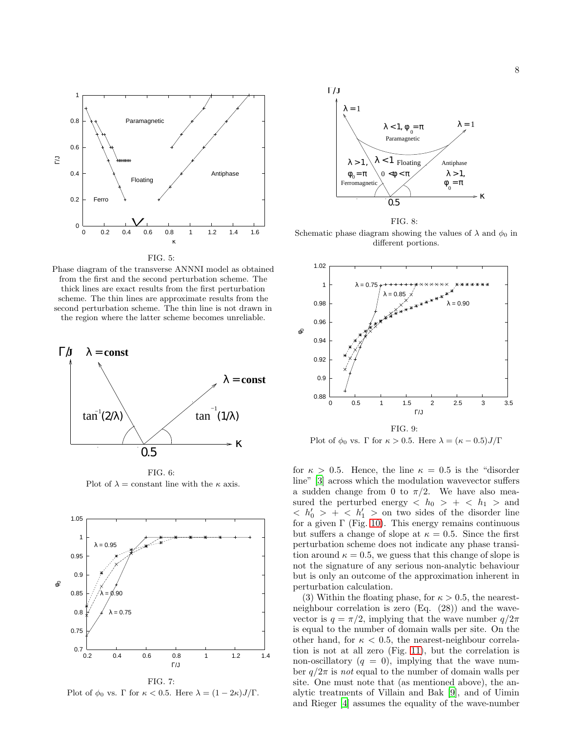FIG. 5:
Phase diagram of the transverse ANNNI model as obtained from the first and the second perturbation scheme. The thick lines are exact results from the first perturbation scheme. The thin lines are approximate results from the second perturbation scheme. The thin line is not drawn in the region where the latter scheme becomes unreliable.

FIG. 6:
Plot of $\lambda =$ constant line with the $\kappa$ axis.

FIG. 7:
Plot of $\phi_0$ vs. $\Gamma$ for $\kappa < 0.5$. Here $\lambda = (1 - 2\kappa)J/\Gamma$.

FIG. 8:
Schematic phase diagram showing the values of $\lambda$ and $\phi_0$ in different portions.

FIG. 9:
Plot of $\phi_0$ vs. $\Gamma$ for $\kappa > 0.5$. Here $\lambda = (\kappa - 0.5)J/\Gamma$

for $\kappa > 0.5$. Hence, the line $\kappa = 0.5$ is the "disorder line" [3] across which the modulation wavevector suffers a sudden change from 0 to $\pi/2$. We have also measured the perturbed energy $< h_0 > + < h_1 >$ and $< h_0' > + < h_1' >$ on two sides of the disorder line for a given $\Gamma$ (Fig. 10). This energy remains continuous but suffers a change of slope at $\kappa = 0.5$. Since the first perturbation scheme does not indicate any phase transition around $\kappa = 0.5$, we guess that this change of slope is not the signature of any serious non-analytic behaviour but is only an outcome of the approximation inherent in perturbation calculation.

(3) Within the floating phase, for $\kappa > 0.5$, the nearest-neighbour correlation is zero (Eq. (28)) and the wavevector is $q = \pi/2$, implying that the wave number $q/2\pi$ is equal to the number of domain walls per site. On the other hand, for $\kappa < 0.5$, the nearest-neighbour correlation is not at all zero (Fig. 11), but the correlation is non-oscillatory ($q = 0$), implying that the wave number $q/2\pi$ is *not* equal to the number of domain walls per site. One must note that (as mentioned above), the analytic treatments of Villain and Bak [9], and of Uimin and Rieger [4] assumes the equality of the wave-number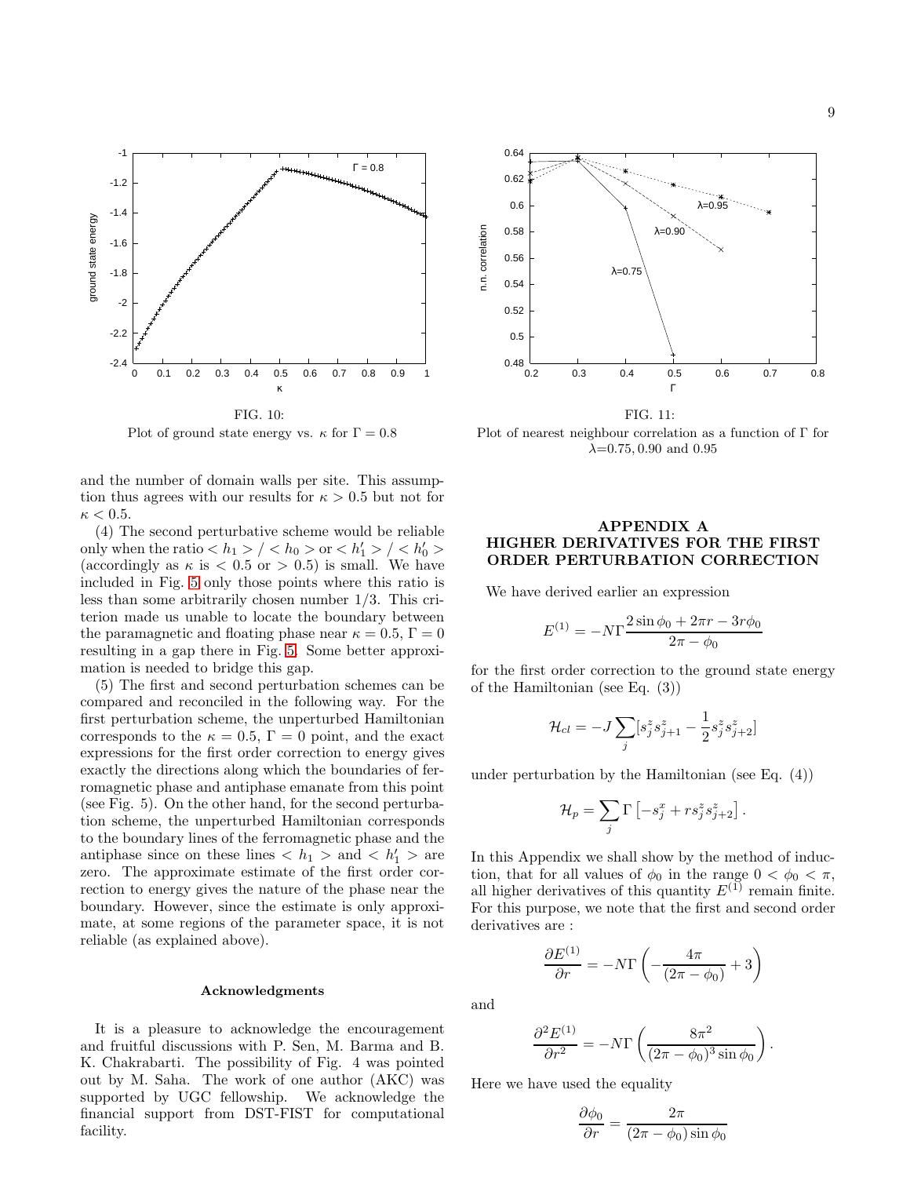FIG. 10:
Plot of ground state energy vs. $\kappa$ for $\Gamma = 0.8$

FIG. 11:
Plot of nearest neighbour correlation as a function of $\Gamma$ for $\lambda$=0.75, 0.90 and 0.95

and the number of domain walls per site. This assumption thus agrees with our results for $\kappa > 0.5$ but not for $\kappa < 0.5$.

(4) The second perturbative scheme would be reliable only when the ratio $< h_1 > / < h_0 >$ or $< h'_1 > / < h'_0 >$ (accordingly as $\kappa$ is $< 0.5$ or $> 0.5$) is small. We have included in Fig. 5 only those points where this ratio is less than some arbitrarily chosen number 1/3. This criterion made us unable to locate the boundary between the paramagnetic and floating phase near $\kappa = 0.5$, $\Gamma = 0$ resulting in a gap there in Fig. 5. Some better approximation is needed to bridge this gap.

(5) The first and second perturbation schemes can be compared and reconciled in the following way. For the first perturbation scheme, the unperturbed Hamiltonian corresponds to the $\kappa = 0.5$, $\Gamma = 0$ point, and the exact expressions for the first order correction to energy gives exactly the directions along which the boundaries of ferromagnetic phase and antiphase emanate from this point (see Fig. 5). On the other hand, for the second perturbation scheme, the unperturbed Hamiltonian corresponds to the boundary lines of the ferromagnetic phase and the antiphase since on these lines $< h_1 >$ and $< h'_1 >$ are zero. The approximate estimate of the first order correction to energy gives the nature of the phase near the boundary. However, since the estimate is only approximate, at some regions of the parameter space, it is not reliable (as explained above).

#### Acknowledgments

It is a pleasure to acknowledge the encouragement and fruitful discussions with P. Sen, M. Barma and B. K. Chakrabarti. The possibility of Fig. 4 was pointed out by M. Saha. The work of one author (AKC) was supported by UGC fellowship. We acknowledge the financial support from DST-FIST for computational facility.

## APPENDIX A
## HIGHER DERIVATIVES FOR THE FIRST ORDER PERTURBATION CORRECTION

We have derived earlier an expression

$$E^{(1)} = -N\Gamma \frac{2\sin\phi_0 + 2\pi r - 3r\phi_0}{2\pi - \phi_0}$$

for the first order correction to the ground state energy of the Hamiltonian (see Eq. (3))

$$\mathcal{H}_{cl} = -J\sum_j [s^z_j s^z_{j+1} - \frac{1}{2} s^z_j s^z_{j+2}]$$

under perturbation by the Hamiltonian (see Eq. (4))

$$\mathcal{H}_p = \sum_j \Gamma\left[-s^x_j + r s^z_j s^z_{j+2}\right].$$

In this Appendix we shall show by the method of induction, that for all values of $\phi_0$ in the range $0 < \phi_0 < \pi$, all higher derivatives of this quantity $E^{(1)}$ remain finite. For this purpose, we note that the first and second order derivatives are :

$$\frac{\partial E^{(1)}}{\partial r} = -N\Gamma\left(-\frac{4\pi}{(2\pi - \phi_0)} + 3\right)$$

and

$$\frac{\partial^2 E^{(1)}}{\partial r^2} = -N\Gamma\left(\frac{8\pi^2}{(2\pi - \phi_0)^3 \sin\phi_0}\right).$$

Here we have used the equality

$$\frac{\partial \phi_0}{\partial r} = \frac{2\pi}{(2\pi - \phi_0)\sin\phi_0}$$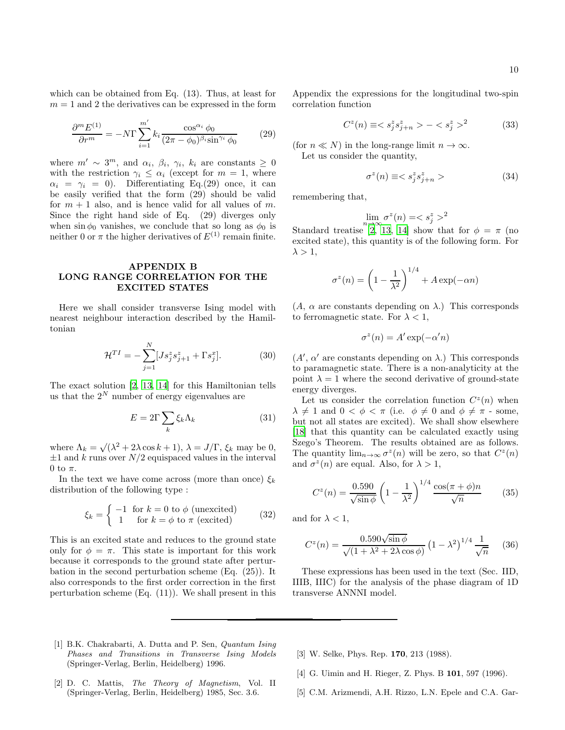which can be obtained from Eq. (13). Thus, at least for $m = 1$ and 2 the derivatives can be expressed in the form

$$\frac{\partial^m E^{(1)}}{\partial r^m} = -N\Gamma \sum_{i=1}^{m'} k_i \frac{\cos^{\alpha_i} \phi_0}{(2\pi - \phi_0)^{\beta_i} \sin^{\gamma_i} \phi_0} \tag{29}$$

where $m' \sim 3^m$, and $\alpha_i$, $\beta_i$, $\gamma_i$, $k_i$ are constants $\geq 0$ with the restriction $\gamma_i \leq \alpha_i$ (except for $m = 1$, where $\alpha_i = \gamma_i = 0$). Differentiating Eq.(29) once, it can be easily verified that the form (29) should be valid for $m + 1$ also, and is hence valid for all values of $m$. Since the right hand side of Eq. (29) diverges only when $\sin \phi_0$ vanishes, we conclude that so long as $\phi_0$ is neither 0 or $\pi$ the higher derivatives of $E^{(1)}$ remain finite.

## APPENDIX B
## LONG RANGE CORRELATION FOR THE EXCITED STATES

Here we shall consider transverse Ising model with nearest neighbour interaction described by the Hamiltonian

$$\mathcal{H}^{TI} = -\sum_{j=1}^{N} [J s_j^z s_{j+1}^z + \Gamma s_j^x]. \tag{30}$$

The exact solution [2, 13, 14] for this Hamiltonian tells us that the $2^N$ number of energy eigenvalues are

$$E = 2\Gamma \sum_k \xi_k \Lambda_k \tag{31}$$

where $\Lambda_k = \sqrt{(\lambda^2 + 2\lambda \cos k + 1)}$, $\lambda = J/\Gamma$, $\xi_k$ may be 0, $\pm 1$ and $k$ runs over $N/2$ equispaced values in the interval 0 to $\pi$.

In the text we have come across (more than once) $\xi_k$ distribution of the following type :

$$\xi_k = \begin{cases} -1 & \text{for } k = 0 \text{ to } \phi \text{ (unexcited)} \\ 1 & \text{for } k = \phi \text{ to } \pi \text{ (excited)} \end{cases} \tag{32}$$

This is an excited state and reduces to the ground state only for $\phi = \pi$. This state is important for this work because it corresponds to the ground state after perturbation in the second perturbation scheme (Eq. (25)). It also corresponds to the first order correction in the first perturbation scheme (Eq. (11)). We shall present in this Appendix the expressions for the longitudinal two-spin correlation function

$$C^z(n) \equiv < s_j^z s_{j+n}^z > - < s_j^z >^2 \tag{33}$$

(for $n \ll N$) in the long-range limit $n \to \infty$.

Let us consider the quantity,

$$\sigma^z(n) \equiv < s_j^z s_{j+n}^z > \tag{34}$$

remembering that,

$$\lim_{n \to \infty} \sigma^z(n) = < s_j^z >^2$$

Standard treatise [2, 13, 14] show that for $\phi = \pi$ (no excited state), this quantity is of the following form. For $\lambda > 1$,

$$\sigma^z(n) = \left(1 - \frac{1}{\lambda^2}\right)^{1/4} + A \exp(-\alpha n)$$

($A$, $\alpha$ are constants depending on $\lambda$.) This corresponds to ferromagnetic state. For $\lambda < 1$,

$$\sigma^z(n) = A' \exp(-\alpha' n)$$

($A'$, $\alpha'$ are constants depending on $\lambda$.) This corresponds to paramagnetic state. There is a non-analyticity at the point $\lambda = 1$ where the second derivative of ground-state energy diverges.

Let us consider the correlation function $C^z(n)$ when $\lambda \neq 1$ and $0 < \phi < \pi$ (i.e. $\phi \neq 0$ and $\phi \neq \pi$ - some, but not all states are excited). We shall show elsewhere [18] that this quantity can be calculated exactly using Szego's Theorem. The results obtained are as follows. The quantity $\lim_{n \to \infty} \sigma^z(n)$ will be zero, so that $C^z(n)$ and $\sigma^z(n)$ are equal. Also, for $\lambda > 1$,

$$C^z(n) = \frac{0.590}{\sqrt{\sin \phi}} \left(1 - \frac{1}{\lambda^2}\right)^{1/4} \frac{\cos(\pi + \phi)n}{\sqrt{n}} \tag{35}$$

and for $\lambda < 1$,

$$C^z(n) = \frac{0.590\sqrt{\sin \phi}}{\sqrt{(1 + \lambda^2 + 2\lambda \cos \phi)}} \left(1 - \lambda^2\right)^{1/4} \frac{1}{\sqrt{n}} \tag{36}$$

These expressions has been used in the text (Sec. IID, IIIB, IIIC) for the analysis of the phase diagram of 1D transverse ANNNI model.

---

[1] B.K. Chakrabarti, A. Dutta and P. Sen, *Quantum Ising Phases and Transitions in Transverse Ising Models* (Springer-Verlag, Berlin, Heidelberg) 1996.

[2] D. C. Mattis, *The Theory of Magnetism*, Vol. II (Springer-Verlag, Berlin, Heidelberg) 1985, Sec. 3.6.

[3] W. Selke, Phys. Rep. **170**, 213 (1988).

[4] G. Uimin and H. Rieger, Z. Phys. B **101**, 597 (1996).

[5] C.M. Arizmendi, A.H. Rizzo, L.N. Epele and C.A. Gar-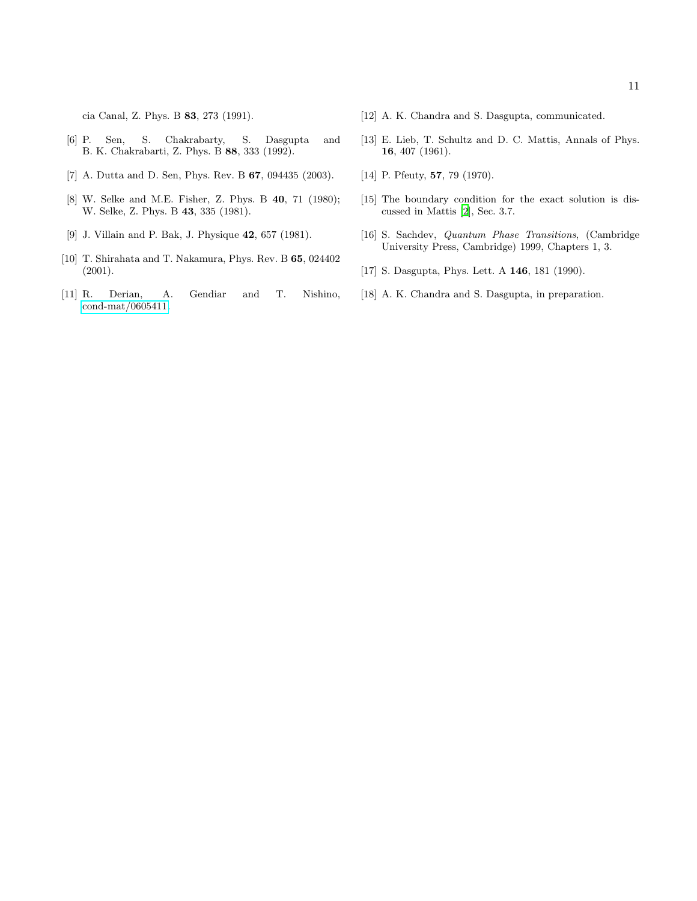cia Canal, Z. Phys. B **83**, 273 (1991).

[6] P. Sen, S. Chakrabarty, S. Dasgupta and B. K. Chakrabarti, Z. Phys. B **88**, 333 (1992).

[7] A. Dutta and D. Sen, Phys. Rev. B **67**, 094435 (2003).

[8] W. Selke and M.E. Fisher, Z. Phys. B **40**, 71 (1980); W. Selke, Z. Phys. B **43**, 335 (1981).

[9] J. Villain and P. Bak, J. Physique **42**, 657 (1981).

[10] T. Shirahata and T. Nakamura, Phys. Rev. B **65**, 024402 (2001).

[11] R. Derian, A. Gendiar and T. Nishino, cond-mat/0605411.

[12] A. K. Chandra and S. Dasgupta, communicated.

[13] E. Lieb, T. Schultz and D. C. Mattis, Annals of Phys. **16**, 407 (1961).

[14] P. Pfeuty, **57**, 79 (1970).

[15] The boundary condition for the exact solution is discussed in Mattis [2], Sec. 3.7.

[16] S. Sachdev, *Quantum Phase Transitions*, (Cambridge University Press, Cambridge) 1999, Chapters 1, 3.

[17] S. Dasgupta, Phys. Lett. A **146**, 181 (1990).

[18] A. K. Chandra and S. Dasgupta, in preparation.